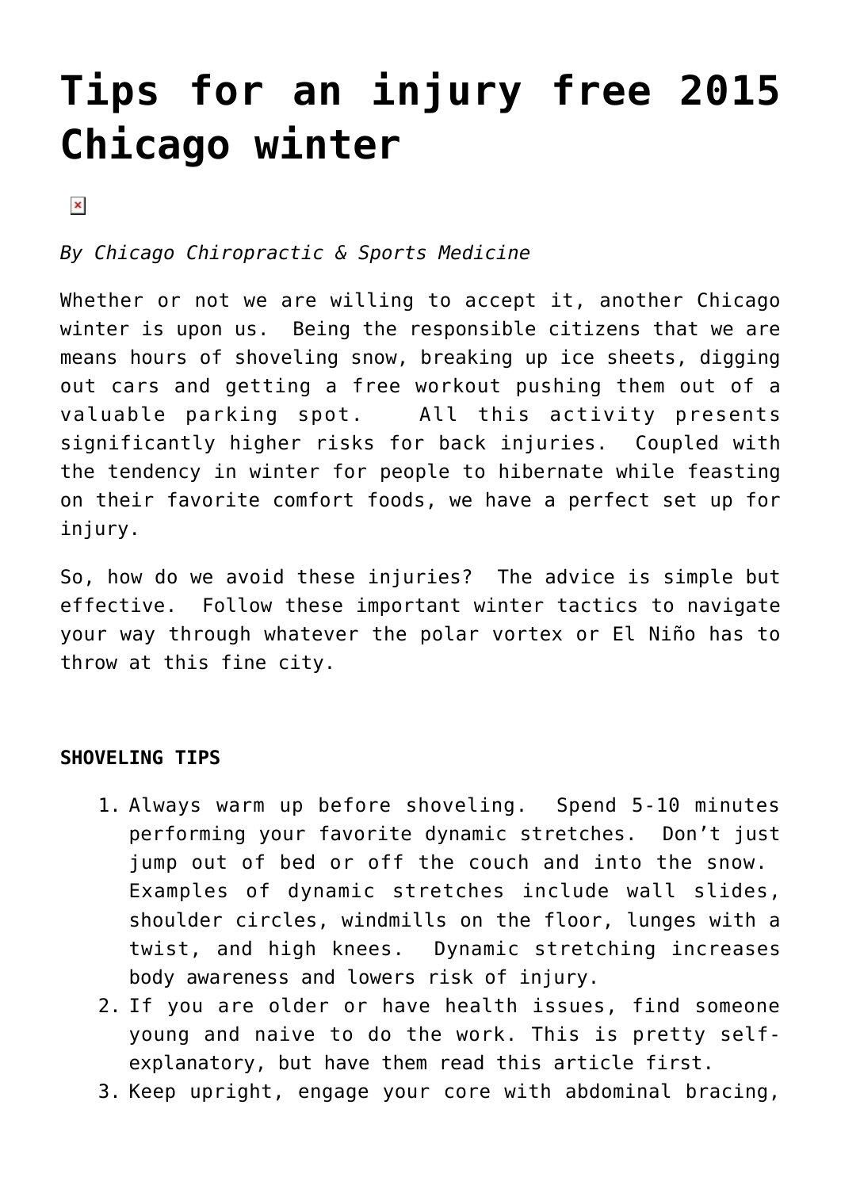# Tips for an injury free 2015 Chicago winter

*By Chicago Chiropractic & Sports Medicine*

Whether or not we are willing to accept it, another Chicago winter is upon us. Being the responsible citizens that we are means hours of shoveling snow, breaking up ice sheets, digging out cars and getting a free workout pushing them out of a valuable parking spot. All this activity presents significantly higher risks for back injuries. Coupled with the tendency in winter for people to hibernate while feasting on their favorite comfort foods, we have a perfect set up for injury.

So, how do we avoid these injuries? The advice is simple but effective. Follow these important winter tactics to navigate your way through whatever the polar vortex or El Niño has to throw at this fine city.

**SHOVELING TIPS**

1. Always warm up before shoveling. Spend 5-10 minutes performing your favorite dynamic stretches. Don't just jump out of bed or off the couch and into the snow. Examples of dynamic stretches include wall slides, shoulder circles, windmills on the floor, lunges with a twist, and high knees. Dynamic stretching increases body awareness and lowers risk of injury.
2. If you are older or have health issues, find someone young and naive to do the work. This is pretty self-explanatory, but have them read this article first.
3. Keep upright, engage your core with abdominal bracing,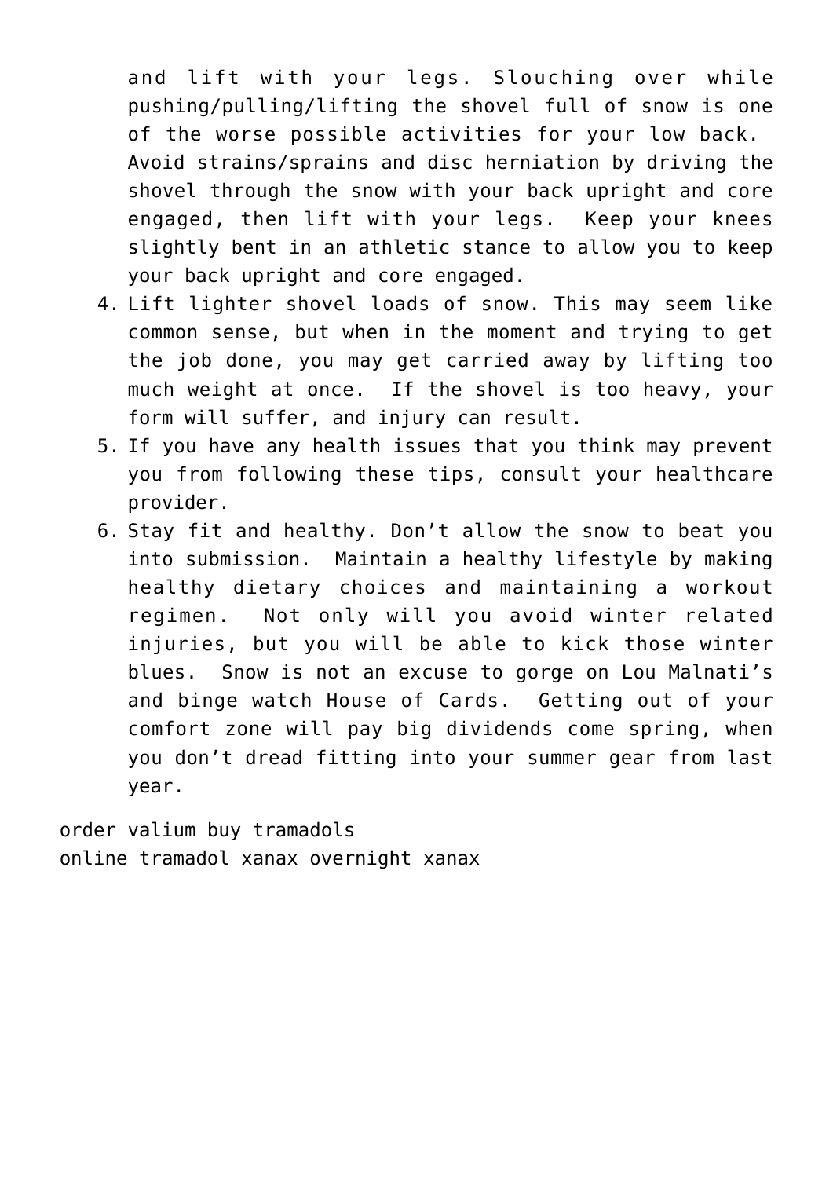and lift with your legs. Slouching over while pushing/pulling/lifting the shovel full of snow is one of the worse possible activities for your low back. Avoid strains/sprains and disc herniation by driving the shovel through the snow with your back upright and core engaged, then lift with your legs. Keep your knees slightly bent in an athletic stance to allow you to keep your back upright and core engaged.

4. Lift lighter shovel loads of snow. This may seem like common sense, but when in the moment and trying to get the job done, you may get carried away by lifting too much weight at once. If the shovel is too heavy, your form will suffer, and injury can result.
5. If you have any health issues that you think may prevent you from following these tips, consult your healthcare provider.
6. Stay fit and healthy. Don't allow the snow to beat you into submission. Maintain a healthy lifestyle by making healthy dietary choices and maintaining a workout regimen. Not only will you avoid winter related injuries, but you will be able to kick those winter blues. Snow is not an excuse to gorge on Lou Malnati's and binge watch House of Cards. Getting out of your comfort zone will pay big dividends come spring, when you don't dread fitting into your summer gear from last year.

order valium buy tramadols
online tramadol xanax overnight xanax